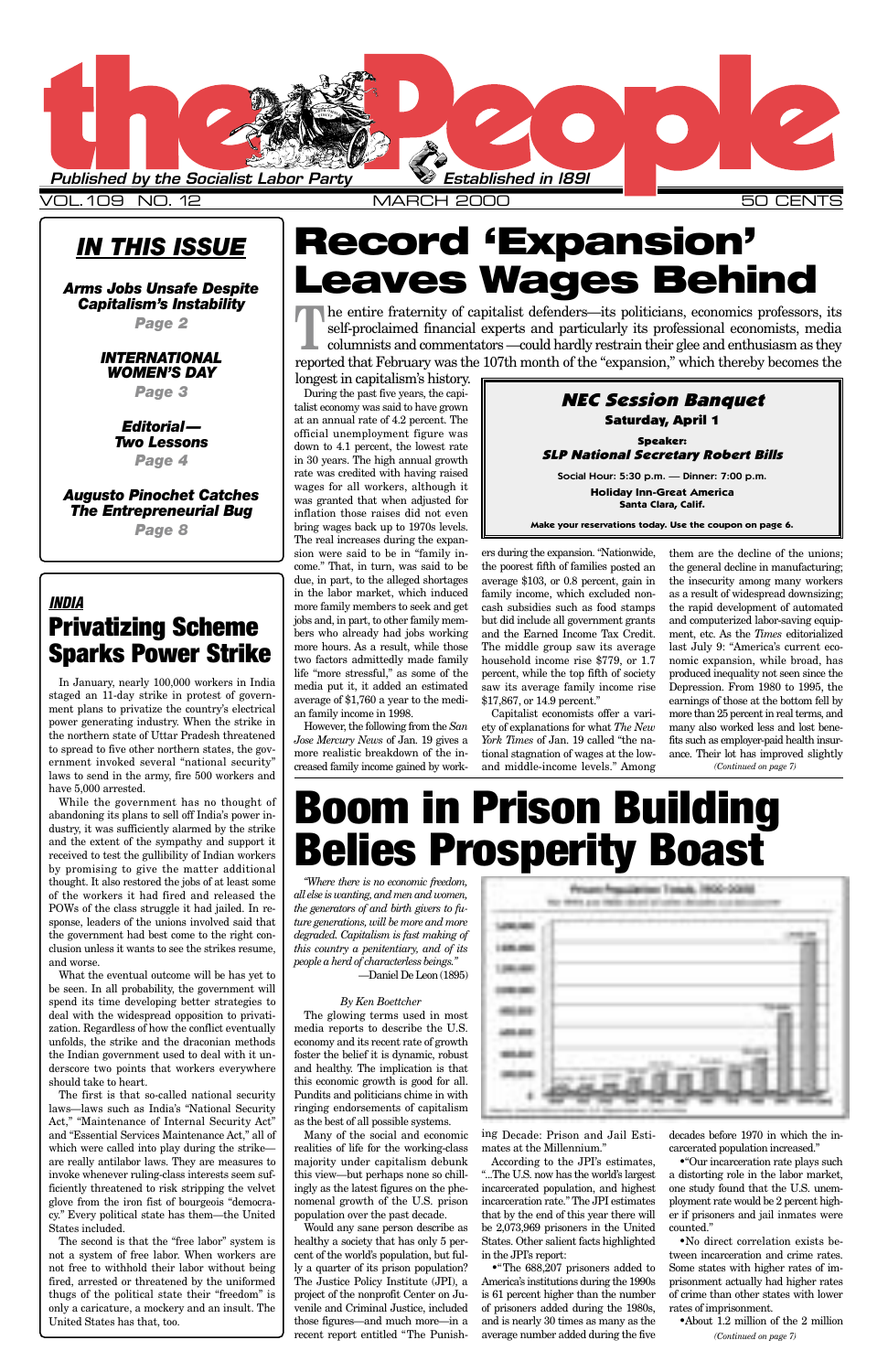# the People

*Published by the Socialist Labor Party* — *Established in 1891*

VOL. 109 NO. 12 — MARCH 2000 — 50 CENTS

## IN THIS ISSUE

***Arms Jobs Unsafe Despite Capitalism's Instability*** — *Page 2*

***INTERNATIONAL WOMEN'S DAY*** — *Page 3*

***Editorial— Two Lessons*** — *Page 4*

***Augusto Pinochet Catches The Entrepreneurial Bug*** — *Page 8*

# Record 'Expansion' Leaves Wages Behind

The entire fraternity of capitalist defenders—its politicians, economics professors, its self-proclaimed financial experts and particularly its professional economists, media columnists and commentators—could hardly restrain their glee and enthusiasm as they reported that February was the 107th month of the "expansion," which thereby becomes the longest in capitalism's history.

During the past five years, the capitalist economy was said to have grown at an annual rate of 4.2 percent. The official unemployment figure was down to 4.1 percent, the lowest rate in 30 years. The high annual growth rate was credited with having raised wages for all workers, although it was granted that when adjusted for inflation those raises did not even bring wages back up to 1970s levels. The real increases during the expansion were said to be in "family income." That, in turn, was said to be due, in part, to the alleged shortages in the labor market, which induced more family members to seek and get jobs and, in part, to other family members who already had jobs working more hours. As a result, while those two factors admittedly made family life "more stressful," as some of the media put it, it added an estimated average of $1,760 a year to the median family income in 1998.

However, the following from the *San Jose Mercury News* of Jan. 19 gives a more realistic breakdown of the increased family income gained by workers during the expansion. "Nationwide, the poorest fifth of families posted an average $103, or 0.8 percent, gain in family income, which excluded non-cash subsidies such as food stamps but did include all government grants and the Earned Income Tax Credit. The middle group saw its average household income rise $779, or 1.7 percent, while the top fifth of society saw its average family income rise $17,867, or 14.9 percent."

Capitalist economists offer a variety of explanations for what *The New York Times* of Jan. 19 called "the national stagnation of wages at the low- and middle-income levels." Among them are the decline of the unions; the general decline in manufacturing; the insecurity among many workers as a result of widespread downsizing; the rapid development of automated and computerized labor-saving equipment, etc. As the *Times* editorialized last July 9: "America's current economic expansion, while broad, has produced inequality not seen since the Depression. From 1980 to 1995, the earnings of those at the bottom fell by more than 25 percent in real terms, and many also worked less and lost benefits such as employer-paid health insurance. Their lot has improved slightly

*(Continued on page 7)*

---

**NEC Session Banquet**

**Saturday, April 1**

**Speaker:**
***SLP National Secretary Robert Bills***

Social Hour: 5:30 p.m. — Dinner: 7:00 p.m.

**Holiday Inn-Great America**
**Santa Clara, Calif.**

**Make your reservations today. Use the coupon on page 6.**

---

## *INDIA*

# Privatizing Scheme Sparks Power Strike

In January, nearly 100,000 workers in India staged an 11-day strike in protest of government plans to privatize the country's electrical power generating industry. When the strike in the northern state of Uttar Pradesh threatened to spread to five other northern states, the government invoked several "national security" laws to send in the army, fire 500 workers and have 5,000 arrested.

While the government has no thought of abandoning its plans to sell off India's power industry, it was sufficiently alarmed by the strike and the extent of the sympathy and support it received to test the gullibility of Indian workers by promising to give the matter additional thought. It also restored the jobs of at least some of the workers it had fired and released the POWs of the class struggle it had jailed. In response, leaders of the unions involved said that the government had best come to the right conclusion unless it wants to see the strikes resume, and worse.

What the eventual outcome will be has yet to be seen. In all probability, the government will spend its time developing better strategies to deal with the widespread opposition to privatization. Regardless of how the conflict eventually unfolds, the strike and the draconian methods the Indian government used to deal with it underscore two points that workers everywhere should take to heart.

The first is that so-called national security laws—laws such as India's "National Security Act," "Maintenance of Internal Security Act" and "Essential Services Maintenance Act," all of which were called into play during the strike—are really antilabor laws. They are measures to invoke whenever ruling-class interests seem sufficiently threatened to risk stripping the velvet glove from the iron fist of bourgeois "democracy." Every political state has them—the United States included.

The second is that the "free labor" system is not a system of free labor. When workers are not free to withhold their labor without being fired, arrested or threatened by the uniformed thugs of the political state their "freedom" is only a caricature, a mockery and an insult. The United States has that, too.

# Boom in Prison Building Belies Prosperity Boast

*"Where there is no economic freedom, all else is wanting, and men and women, the generators of and birth givers to future generations, will be more and more degraded. Capitalism is fast making of this country a penitentiary, and of its people a herd of characterless beings."*
—Daniel De Leon (1895)

*By Ken Boettcher*

The glowing terms used in most media reports to describe the U.S. economy and its recent rate of growth foster the belief it is dynamic, robust and healthy. The implication is that this economic growth is good for all. Pundits and politicians chime in with ringing endorsements of capitalism as the best of all possible systems.

Many of the social and economic realities of life for the working-class majority under capitalism debunk this view—but perhaps none so chillingly as the latest figures on the phenomenal growth of the U.S. prison population over the past decade.

Would any sane person describe as healthy a society that has only 5 percent of the world's population, but fully a quarter of its prison population? The Justice Policy Institute (JPI), a project of the nonprofit Center on Juvenile and Criminal Justice, included those figures—and much more—in a recent report entitled "The Punishing Decade: Prison and Jail Estimates at the Millennium."

According to the JPI's estimates, "...The U.S. now has the world's largest incarcerated population, and highest incarceration rate." The JPI estimates that by the end of this year there will be 2,073,969 prisoners in the United States. Other salient facts highlighted in the JPI's report:

- "The 688,207 prisoners added to America's institutions during the 1990s is 61 percent higher than the number of prisoners added during the 1980s, and is nearly 30 times as many as the average number added during the five decades before 1970 in which the incarcerated population increased."
- "Our incarceration rate plays such a distorting role in the labor market, one study found that the U.S. unemployment rate would be 2 percent higher if prisoners and jail inmates were counted."
- No direct correlation exists between incarceration and crime rates. Some states with higher rates of imprisonment actually had higher rates of crime than other states with lower rates of imprisonment.
- About 1.2 million of the 2 million

*(Continued on page 7)*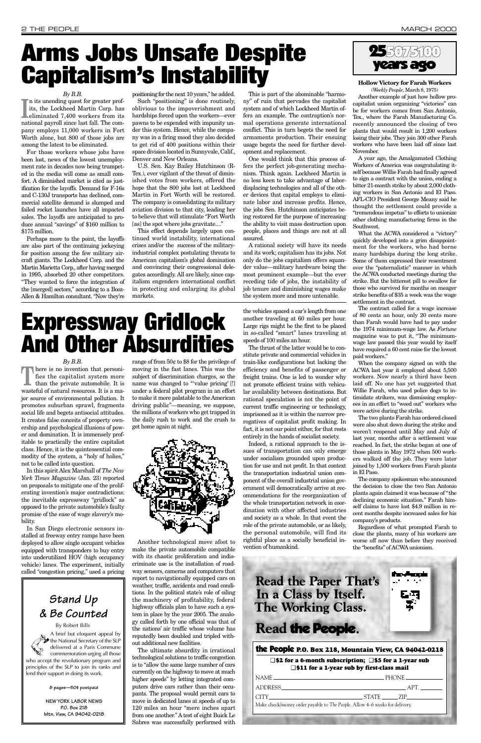# Arms Jobs Unsafe Despite Capitalism's Instability

*By B.B.*

In its unending quest for greater profits, the Lockheed Martin Corp. has eliminated 7,400 workers from its national payroll since last fall. The company employs 11,000 workers in Fort Worth alone, but 800 of those jobs are among the latest to be eliminated.

For those workers whose jobs have been lost, news of the lowest unemployment rate in decades now being trumpeted in the media will come as small comfort. A diminished market is cited as justification for the layoffs. Demand for F-16s and C-130J transports has declined, commercial satellite demand is slumped and failed rocket launches have all impacted sales. The layoffs are anticipated to produce annual "savings" of \$160 million to \$175 million.

Perhaps more to the point, the layoffs are also part of the continuing jockeying for position among the few military aircraft giants. The Lockheed Corp. and the Martin Marietta Corp., after having merged in 1995, absorbed 20 other competitors. "They wanted to force the integration of the [merged] sectors," according to a Booz-Allen & Hamilton consultant. "Now they're positioning for the next 10 years," he added.

Such "positioning" is done routinely, oblivious to the impoverishment and hardships forced upon the workers—ever pawns to be expended with impunity under this system. Hence, while the company was in a firing mood they also decided to get rid of 400 positions within their space division located in Sunnyvale, Calif., Denver and New Orleans.

U.S. Sen. Kay Bailey Hutchinson (R-Tex.), ever vigilant of the threat of diminished votes from workers, offered the hope that the 800 jobs lost at Lockheed Martin in Fort Worth will be restored. The company is consolidating its military aviation division to that city, leading her to believe that will stimulate "Fort Worth [as] the spot where jobs gravitate...."

This effect depends largely upon continued world instability, international crises and/or the success of the military-industrial complex postulating threats to American capitalism's global domination and convincing their congressional delegates accordingly. All are likely, since capitalism engenders international conflict in protecting and enlarging its global markets.

This is part of the abominable "harmony" of ruin that pervades the capitalist system and of which Lockheed Martin offers an example. The contraption's normal operations generate international conflict. This in turn begets the need for armaments production. Their ensuing usage begets the need for further development and replacement.

One would think that this process offers the perfect job-generating mechanism. Think again. Lockheed Martin is no less keen to take advantage of labor-displacing technologies and all of the other devices that capital employs to eliminate labor and increase profits. Hence, the jobs Sen. Hutchinson anticipates being restored for the purpose of increasing the ability to visit mass destruction upon people, places and things are not at all assured.

A rational society will have its needs and its work; capitalism has its jobs. Not only do the jobs capitalism offers squander value—military hardware being the most prominent example—but the ever receding tide of jobs, the instability of job tenure and diminishing wages make the system more and more untenable.

# Expressway Gridlock And Other Absurdities

*By B.B.*

There is no invention that personifies the capitalist system more than the private automobile. It is wasteful of natural resources. It is a major source of environmental pollution. It promotes suburban sprawl, fragments social life and begets antisocial attitudes. It creates false conceits of property ownership and psychological illusions of power and domination. It is immensely profitable to practically the entire capitalist class. Hence, it is the quintessential commodity of the system, a "holy of holies," not to be called into question.

In this spirit Alex Marshall of *The New York Times Magazine* (Jan. 23) reported on proposals to mitigate one of the proliferating invention's major contradictions: the inevitable expressway "gridlock" as opposed to the private automobile's faulty promise of the ease of wage slavery's mobility.

In San Diego electronic sensors installed at freeway entry ramps have been deployed to allow single occupant vehicles equipped with transponders to buy entry into underutilized HOV (high occupancy vehicle) lanes. The experiment, initially called "congestion pricing," used a pricing range of from 50¢ to \$8 for the privilege of moving in the fast lanes. This was the subject of discrimination charges, so the name was changed to "'value pricing' [!] under a federal pilot program in an effort to make it more palatable to the American driving public"—meaning, we suppose, the millions of workers who get trapped in the daily rush to work and the crush to get home again at night.

Another technological move afoot to make the private automobile compatible with its chaotic proliferation and indiscriminate use is the installation of roadway sensors, cameras and computers that report to navigationally equipped cars on weather, traffic, accidents and road conditions. In the political state's role of oiling the machinery of profitability, federal highway officials plan to have such a system in place by the year 2005. The analogy called forth by one official was that of the nations' air traffic whose volume has reputedly been doubled and tripled without additional new facilities.

The ultimate absurdity in irrational technological solutions to traffic congestion is to "allow the same large number of cars currently on the highway to move at much higher speeds" by letting integrated computers drive cars rather than their occupants. The proposal would permit cars to move in dedicated lanes at speeds of up to 120 miles an hour "mere inches apart from one another." A test of eight Buick Le Sabres was successfully performed with the vehicles spaced a car's length from one another traveling at 60 miles per hour. Large rigs might be the first to be placed in so-called "smart" lanes traveling at speeds of 100 miles an hour.

The thrust of the latter would be to constitute private and commercial vehicles in train-like configurations but lacking the efficiency and benefits of passenger or freight trains. One is led to wonder why not promote efficient trains with vehicular availability between destinations. But rational speculation is not the point of current traffic engineering or technology, imprisoned as it is within the narrow prerogatives of capitalist profit making. In fact, it is not our point either, for that rests entirely in the hands of socialist society.

Indeed, a rational approach to the issues of transportation can only emerge under socialism grounded upon production for use and not profit. In that context the transportation industrial union component of the overall industrial union government will democratically arrive at recommendations for the reorganization of the whole transportation network in coordination with other affected industries and society as a whole. In that event the role of the private automobile, or as likely, the personal automobile, will find its rightful place as a socially beneficial invention of humankind.

## Stand Up & Be Counted

By Robert Bills

A brief but eloquent appeal by the National Secretary of the SLP delivered at a Paris Commune commemoration urging all those who accept the revolutionary program and principles of the SLP to join its ranks and lend their support in doing its work.

8 pages—50¢ postpaid

NEW YORK LABOR NEWS
P.O. Box 218
Mtn. View, CA 94042-0218

## 25 50 75 100 years ago

**Hollow Victory for Farah Workers**
(*Weekly People*, March 8, 1975)

Another example of just how hollow procapitalist union organizing "victories" can be for workers comes from San Antonio, Tex., where the Farah Manufacturing Co. recently announced the closing of two plants that would result in 1,200 workers losing their jobs. They join 300 other Farah workers who have been laid off since last November.

A year ago, the Amalgamated Clothing Workers of America was congratulating itself because Willie Farah had finally agreed to sign a contract with the union, ending a bitter 21-month strike by about 2,000 clothing workers in San Antonio and El Paso. AFL-CIO President George Meany said he thought the settlement could provide a "tremendous impetus" to efforts to unionize other clothing manufacturing firms in the Southwest.

What the ACWA considered a "victory" quickly developed into a grim disappointment for the workers, who had borne many hardships during the long strike. Some of them expressed their resentment over the "paternalistic" manner in which the ACWA conducted meetings during the strike. But the bitterest pill to swallow for those who survived for months on meager strike benefits of \$35 a week was the wage settlement in the contract.

The contract called for a wage increase of 80 cents an hour, only 20 cents more than Farah would have had to pay under the 1974 minimum-wage law. As *Fortune* magazine was to put it, "The minimum-wage law passed this year would by itself have required a 60 cent raise for the lowest paid workers."

When the company signed on with the ACWA last year it employed about 5,500 workers. Now nearly a third have been laid off. No one has yet suggested that Willie Farah, who used police dogs to intimidate strikers, was dismissing employees in an effort to "weed out" workers who were active during the strike.

The two plants Farah has ordered closed were also shut down during the strike and weren't reopened until May and July of last year, months after a settlement was reached. In fact, the strike began at one of those plants in May 1972 when 500 workers walked off the job. They were later joined by 1,500 workers from Farah plants in El Paso.

The company spokesman who announced the decision to close the two San Antonio plants again claimed it was because of "the declining economic situation." Farah himself claims to have lost \$4.9 million in recent months despite increased sales for his company's products.

Regardless of what prompted Farah to close the plants, many of his workers are worse off now than before they received the "benefits" of ACWA unionism.

## Read the Paper That's In a Class by Itself. The Working Class.

## Read the People.

**the People P.O. Box 218, Mountain View, CA 94042-0218**

❑ \$2 for a 6-month subscription; ❑ \$5 for a 1-year sub
❑ \$11 for a 1-year sub by first-class mail

NAME ______ PHONE ______
ADDRESS ______ APT. ______
CITY ______ STATE ______ ZIP ______

Make check/money order payable to *The People*. Allow 4–6 weeks for delivery.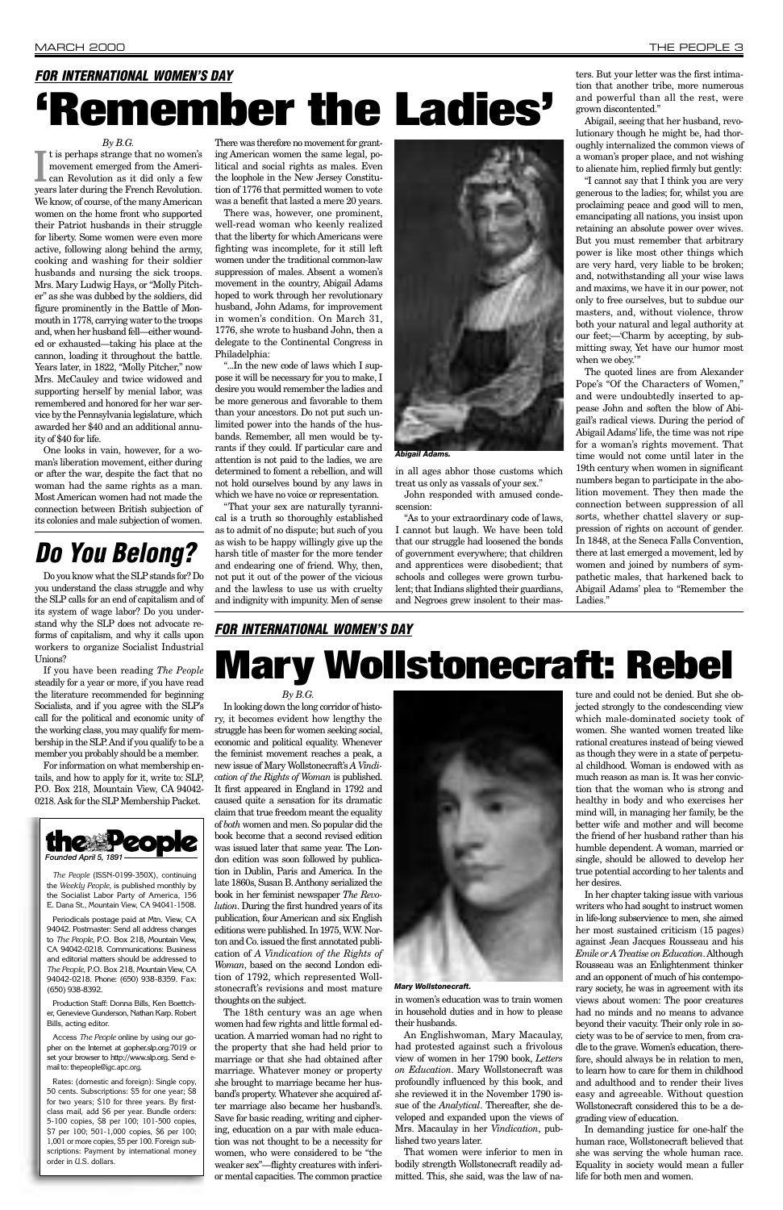*FOR INTERNATIONAL WOMEN'S DAY*

# 'Remember the Ladies'

*By B.G.*

It is perhaps strange that no women's movement emerged from the American Revolution as it did only a few years later during the French Revolution. We know, of course, of the many American women on the home front who supported their Patriot husbands in their struggle for liberty. Some women were even more active, following along behind the army, cooking and washing for their soldier husbands and nursing the sick troops. Mrs. Mary Ludwig Hays, or "Molly Pitcher" as she was dubbed by the soldiers, did figure prominently in the Battle of Monmouth in 1778, carrying water to the troops and, when her husband fell—either wounded or exhausted—taking his place at the cannon, loading it throughout the battle. Years later, in 1822, "Molly Pitcher," now Mrs. McCauley and twice widowed and supporting herself by menial labor, was remembered and honored for her war service by the Pennsylvania legislature, which awarded her $40 and an additional annuity of $40 for life.

One looks in vain, however, for a woman's liberation movement, either during or after the war, despite the fact that no woman had the same rights as a man. Most American women had not made the connection between British subjection of its colonies and male subjection of women.

There was therefore no movement for granting American women the same legal, political and social rights as males. Even the loophole in the New Jersey Constitution of 1776 that permitted women to vote was a benefit that lasted a mere 20 years.

There was, however, one prominent, well-read woman who keenly realized that the liberty for which Americans were fighting was incomplete, for it still left women under the traditional common-law suppression of males. Absent a women's movement in the country, Abigail Adams hoped to work through her revolutionary husband, John Adams, for improvement in women's condition. On March 31, 1776, she wrote to husband John, then a delegate to the Continental Congress in Philadelphia:

"...In the new code of laws which I suppose it will be necessary for you to make, I desire you would remember the ladies and be more generous and favorable to them than your ancestors. Do not put such unlimited power into the hands of the husbands. Remember, all men would be tyrants if they could. If particular care and attention is not paid to the ladies, we are determined to foment a rebellion, and will not hold ourselves bound by any laws in which we have no voice or representation.

"That your sex are naturally tyrannical is a truth so thoroughly established as to admit of no dispute; but such of you as wish to be happy willingly give up the harsh title of master for the more tender and endearing one of friend. Why, then, not put it out of the power of the vicious and the lawless to use us with cruelty and indignity with impunity. Men of sense in all ages abhor those customs which treat us only as vassals of your sex."

*Abigail Adams.*

John responded with amused condescension:

"As to your extraordinary code of laws, I cannot but laugh. We have been told that our struggle has loosened the bonds of government everywhere; that children and apprentices were disobedient; that schools and colleges were grown turbulent; that Indians slighted their guardians, and Negroes grew insolent to their masters. But your letter was the first intimation that another tribe, more numerous and powerful than all the rest, were grown discontented."

Abigail, seeing that her husband, revolutionary though he might be, had thoroughly internalized the common views of a woman's proper place, and not wishing to alienate him, replied firmly but gently:

"I cannot say that I think you are very generous to the ladies; for, whilst you are proclaiming peace and good will to men, emancipating all nations, you insist upon retaining an absolute power over wives. But you must remember that arbitrary power is like most other things which are very hard, very liable to be broken; and, notwithstanding all your wise laws and maxims, we have it in our power, not only to free ourselves, but to subdue our masters, and, without violence, throw both your natural and legal authority at our feet;—'Charm by accepting, by submitting sway, Yet have our humor most when we obey.'"

The quoted lines are from Alexander Pope's "Of the Characters of Women," and were undoubtedly inserted to appease John and soften the blow of Abigail's radical views. During the period of Abigail Adams' life, the time was not ripe for a woman's rights movement. That time would not come until later in the 19th century when women in significant numbers began to participate in the abolition movement. They then made the connection between suppression of all sorts, whether chattel slavery or suppression of rights on account of gender. In 1848, at the Seneca Falls Convention, there at last emerged a movement, led by women and joined by numbers of sympathetic males, that harkened back to Abigail Adams' plea to "Remember the Ladies."

# Do You Belong?

Do you know what the SLP stands for? Do you understand the class struggle and why the SLP calls for an end of capitalism and of its system of wage labor? Do you understand why the SLP does not advocate reforms of capitalism, and why it calls upon workers to organize Socialist Industrial Unions?

If you have been reading *The People* steadily for a year or more, if you have read the literature recommended for beginning Socialists, and if you agree with the SLP's call for the political and economic unity of the working class, you may qualify for membership in the SLP. And if you qualify to be a member you probably should be a member.

For information on what membership entails, and how to apply for it, write to: SLP, P.O. Box 218, Mountain View, CA 94042-0218. Ask for the SLP Membership Packet.

**the People**
*Founded April 5, 1891*

*The People* (ISSN-0199-350X), continuing the *Weekly People*, is published monthly by the Socialist Labor Party of America, 156 E. Dana St., Mountain View, CA 94041-1508.

Periodicals postage paid at Mtn. View, CA 94042. Postmaster: Send all address changes to *The People*, P.O. Box 218, Mountain View, CA 94042-0218. Communications: Business and editorial matters should be addressed to *The People*, P.O. Box 218, Mountain View, CA 94042-0218. Phone: (650) 938-8359. Fax: (650) 938-8392.

Production Staff: Donna Bills, Ken Boettcher, Genevieve Gunderson, Nathan Karp. Robert Bills, acting editor.

Access *The People* online by using our gopher on the Internet at gopher.slp.org:7019 or set your browser to http://www.slp.org. Send e-mail to: thepeople@igc.apc.org.

Rates: (domestic and foreign): Single copy, 50 cents. Subscriptions: $5 for one year; $8 for two years; $10 for three years. By first-class mail, add $6 per year. Bundle orders: 5-100 copies, $8 per 100; 101-500 copies, $7 per 100; 501-1,000 copies, $6 per 100; 1,001 or more copies, $5 per 100. Foreign subscriptions: Payment by international money order in U.S. dollars.

*FOR INTERNATIONAL WOMEN'S DAY*

# Mary Wollstonecraft: Rebel

*By B.G.*

In looking down the long corridor of history, it becomes evident how lengthy the struggle has been for women seeking social, economic and political equality. Whenever the feminist movement reaches a peak, a new issue of Mary Wollstonecraft's *A Vindication of the Rights of Woman* is published. It first appeared in England in 1792 and caused quite a sensation for its dramatic claim that true freedom meant the equality of *both* women and men. So popular did the book become that a second revised edition was issued later that same year. The London edition was soon followed by publication in Dublin, Paris and America. In the late 1860s, Susan B. Anthony serialized the book in her feminist newspaper *The Revolution*. During the first hundred years of its publication, four American and six English editions were published. In 1975, W.W. Norton and Co. issued the first annotated publication of *A Vindication of the Rights of Woman*, based on the second London edition of 1792, which represented Wollstonecraft's revisions and most mature thoughts on the subject.

The 18th century was an age when women had few rights and little formal education. A married woman had no right to the property that she had held prior to marriage or that she had obtained after marriage. Whatever money or property she brought to marriage became her husband's property. Whatever she acquired after marriage also became her husband's. Save for basic reading, writing and ciphering, education on a par with male education was not thought to be a necessity for women, who were considered to be "the weaker sex"—flighty creatures with inferior mental capacities. The common practice in women's education was to train women in household duties and in how to please their husbands.

*Mary Wollstonecraft.*

An Englishwoman, Mary Macaulay, had protested against such a frivolous view of women in her 1790 book, *Letters on Education*. Mary Wollstonecraft was profoundly influenced by this book, and she reviewed it in the November 1790 issue of the *Analytical*. Thereafter, she developed and expanded upon the views of Mrs. Macaulay in her *Vindication*, published two years later.

That women were inferior to men in bodily strength Wollstonecraft readily admitted. This, she said, was the law of nature and could not be denied. But she objected strongly to the condescending view which male-dominated society took of women. She wanted women treated like rational creatures instead of being viewed as though they were in a state of perpetual childhood. Woman is endowed with as much reason as man is. It was her conviction that the woman who is strong and healthy in body and who exercises her mind will, in managing her family, be the better wife and mother and will become the friend of her husband rather than his humble dependent. A woman, married or single, should be allowed to develop her true potential according to her talents and her desires.

In her chapter taking issue with various writers who had sought to instruct women in life-long subservience to men, she aimed her most sustained criticism (15 pages) against Jean Jacques Rousseau and his *Emile or A Treatise on Education*. Although Rousseau was an Enlightenment thinker and an opponent of much of his contemporary society, he was in agreement with its views about women: The poor creatures had no minds and no means to advance beyond their vacuity. Their only role in society was to be of service to men, from cradle to the grave. Women's education, therefore, should always be in relation to men, to learn how to care for them in childhood and adulthood and to render their lives easy and agreeable. Without question Wollstonecraft considered this to be a degrading view of education.

In demanding justice for one-half the human race, Wollstonecraft believed that she was serving the whole human race. Equality in society would mean a fuller life for both men and women.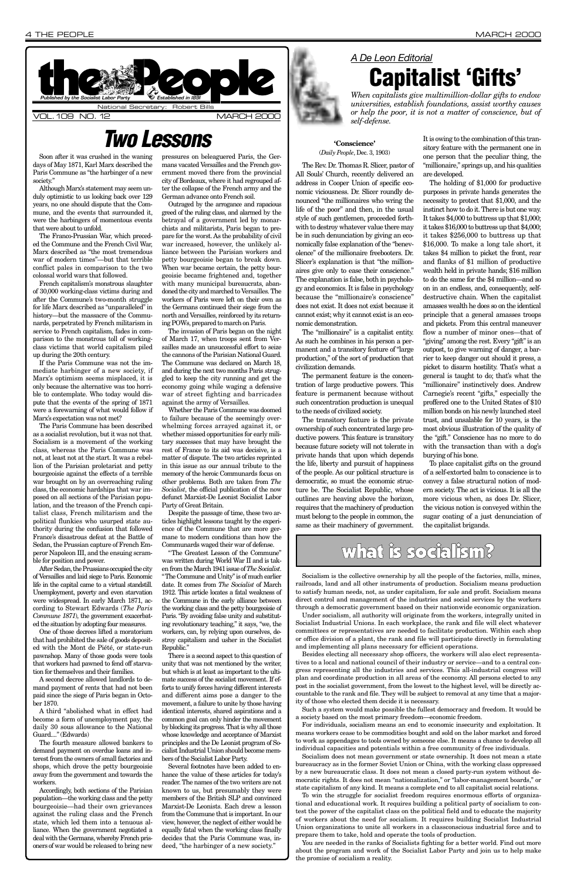# the People

*Published by the Socialist Labor Party* — *Established in 1891*

National Secretary: Robert Bills

VOL. 109 NO. 12 — MARCH 2000

# Two Lessons

Soon after it was crushed in the waning days of May 1871, Karl Marx described the Paris Commune as "the harbinger of a new society."

Although Marx's statement may seem unduly optimistic to us looking back over 129 years, no one should dispute that the Commune, and the events that surrounded it, were the harbingers of momentous events that were about to unfold.

The Franco-Prussian War, which preceded the Commune and the French Civil War, Marx described as "the most tremendous war of modern times"—but that terrible conflict pales in comparison to the two colossal world wars that followed.

French capitalism's monstrous slaughter of 30,000 working-class victims during and after the Commune's two-month struggle for life Marx described as "unparalleled" in history—but the massacre of the Communards, perpetrated by French militarism in service to French capitalism, fades in comparison to the monstrous toll of working-class victims that world capitalism piled up during the 20th century.

If the Paris Commune was not the immediate harbinger of a new society, if Marx's optimism seems misplaced, it is only because the alternative was too horrible to contemplate. Who today would dispute that the events of the spring of 1871 were a forewarning of what would follow if Marx's expectation was not met?

The Paris Commune has been described as a socialist revolution, but it was not that. Socialism is a movement of the working class, whereas the Paris Commune was not, at least not at the start. It was a rebellion of the Parisian proletariat and petty bourgeoisie against the effects of a terrible war brought on by an overreaching ruling class, the economic hardships that war imposed on all sections of the Parisian population, and the treason of the French capitalist class, French militarism and the political flunkies who usurped state authority during the confusion that followed France's disastrous defeat at the Battle of Sedan, the Prussian capture of French Emperor Napoleon III, and the ensuing scramble for position and power.

After Sedan, the Prussians occupied the city of Versailles and laid siege to Paris. Economic life in the capital came to a virtual standstill. Unemployment, poverty and even starvation were widespread. In early March 1871, according to Stewart Edwards (*The Paris Commune 1871*), the government exacerbated the situation by adopting four measures.

One of those decrees lifted a moratorium that had prohibited the sale of goods deposited with the Mont de Piété, or state-run pawnshop. Many of those goods were tools that workers had pawned to fend off starvation for themselves and their families.

A second decree allowed landlords to demand payment of rents that had not been paid since the siege of Paris began in October 1870.

A third "abolished what in effect had become a form of unemployment pay, the daily 30 sous allowance to the National Guard...." (Edwards)

The fourth measure allowed bankers to demand payment on overdue loans and interest from the owners of small factories and shops, which drove the petty bourgeoisie away from the government and towards the workers.

Accordingly, both sections of the Parisian population—the working class and the petty bourgeoisie—had their own grievances against the ruling class and the French state, which led them into a tenuous alliance. When the government negotiated a deal with the Germans, whereby French prisoners of war would be released to bring new pressures on beleaguered Paris, the Germans vacated Versailles and the French government moved there from the provincial city of Bordeaux, where it had regrouped after the collapse of the French army and the German advance onto French soil.

Outraged by the arrogance and rapacious greed of the ruling class, and alarmed by the betrayal of a government led by monarchists and militarists, Paris began to prepare for the worst. As the probability of civil war increased, however, the unlikely alliance between the Parisian workers and petty bourgeoisie began to break down. When war became certain, the petty bourgeoisie became frightened and, together with many municipal bureaucrats, abandoned the city and marched to Versailles. The workers of Paris were left on their own as the Germans continued their siege from the north and Versailles, reinforced by its returning POWs, prepared to march on Paris.

The invasion of Paris began on the night of March 17, when troops sent from Versailles made an unsuccessful effort to seize the cannons of the Parisian National Guard. The Commune was declared on March 18, and during the next two months Paris struggled to keep the city running and get the economy going while waging a defensive war of street fighting and barricades against the army of Versailles.

Whether the Paris Commune was doomed to failure because of the seemingly overwhelming forces arrayed against it, or whether missed opportunities for early military successes that may have brought the rest of France to its aid was decisive, is a matter of dispute. The two articles reprinted in this issue as our annual tribute to the memory of the heroic Communards focus on other problems. Both are taken from *The Socialist*, the official publication of the now defunct Marxist-De Leonist Socialist Labor Party of Great Britain.

Despite the passage of time, these two articles highlight lessons taught by the experience of the Commune that are more germane to modern conditions than how the Communards waged their war of defense.

"The Greatest Lesson of the Commune" was written during World War II and is taken from the March 1941 issue of *The Socialist*. "The Commune and Unity" is of much earlier date. It comes from *The Socialist* of March 1912. This article locates a fatal weakness of the Commune in the early alliance between the working class and the petty bourgeoisie of Paris. "By avoiding false unity and substituting revolutionary teaching," it says, "we, the workers, can, by relying upon ourselves, destroy capitalism and usher in the Socialist Republic."

There is a second aspect to this question of unity that was not mentioned by the writer, but which is at least as important to the ultimate success of the socialist movement. If efforts to unify forces having different interests and different aims pose a danger to the movement, a failure to unite by those having identical interests, shared aspirations and a common goal can only hinder the movement by blocking its progress. That is why all those whose knowledge and acceptance of Marxist principles and the De Leonist program of Socialist Industrial Union should become members of the Socialist Labor Party.

Several footnotes have been added to enhance the value of these articles for today's reader. The names of the two writers are not known to us, but presumably they were members of the British SLP and convinced Marxist-De Leonists. Each drew a lesson from the Commune that is important. In our view, however, the neglect of either would be equally fatal when the working class finally decides that the Paris Commune was, indeed, "the harbinger of a new society."

---

*A De Leon Editorial*

# Capitalist 'Gifts'

*When capitalists give multimillion-dollar gifts to endow universities, establish foundations, assist worthy causes or help the poor, it is not a matter of conscience, but of self-defense.*

**'Conscience'**
(*Daily People*, Dec. 3, 1903)

The Rev. Dr. Thomas R. Slicer, pastor of All Souls' Church, recently delivered an address in Cooper Union of specific economic viciousness. Dr. Slicer roundly denounced "the millionaires who wring the life of the poor" and then, in the usual style of such gentlemen, proceeded forthwith to destroy whatever value there may be in such denunciation by giving an economically false explanation of the "benevolence" of the millionaire freebooters. Dr. Slicer's explanation is that "the millionaires give only to ease their conscience." The explanation is false, both in psychology and economics. It is false in psychology because the "millionaire's conscience" does not exist. It does not exist because it cannot exist; why it cannot exist is an economic demonstration.

The "millionaire" is a capitalist entity. As such he combines in his person a permanent and a transitory feature of "large production," of the sort of production that civilization demands.

The permanent feature is the concentration of large productive powers. This feature is permanent because without such concentration production is unequal to the needs of civilized society.

The transitory feature is the private ownership of such concentrated large productive powers. This feature is transitory because future society will not tolerate in private hands that upon which depends the life, liberty and pursuit of happiness of the people. As our political structure is democratic, so must the economic structure be. The Socialist Republic, whose outlines are heaving above the horizon, requires that the machinery of production must belong to the people in common, the same as their machinery of government.

It is owing to the combination of this transitory feature with the permanent one in one person that the peculiar thing, the "millionaire," springs up, and his qualities are developed.

The holding of $1,000 for productive purposes in private hands generates the necessity to protect that $1,000, and the instinct how to do it. There is but one way. It takes $4,000 to buttress up that $1,000; it takes $16,000 to buttress up that $4,000; it takes $256,000 to buttress up that $16,000. To make a long tale short, it takes $4 million to picket the front, rear and flanks of $1 million of productive wealth held in private hands; $16 million to do the same for the $4 million—and so on in an endless, and, consequently, self-destructive chain. When the capitalist amasses wealth he does so on the identical principle that a general amasses troops and pickets. From this central maneuver flow a number of minor ones—that of "giving" among the rest. Every "gift" is an outpost, to give warning of danger, a barrier to keep danger out should it press, a picket to disarm hostility. That's what a general is taught to do; that's what the "millionaire" instinctively does. Andrew Carnegie's recent "gifts," especially the proffered one to the United States of $10 million bonds on his newly launched steel trust, and unsalable for 10 years, is the most obvious illustration of the quality of the "gift." Conscience has no more to do with the transaction than with a dog's burying of his bone.

To place capitalist gifts on the ground of a self-extorted balm to conscience is to convey a false structural notion of modern society. The act is vicious. It is all the more vicious when, as does Dr. Slicer, the vicious notion is conveyed within the sugar coating of a just denunciation of the capitalist brigands.

---

# what is socialism?

Socialism is the collective ownership by all the people of the factories, mills, mines, railroads, land and all other instruments of production. Socialism means production to satisfy human needs, not, as under capitalism, for sale and profit. Socialism means direct control and management of the industries and social services by the workers through a democratic government based on their nationwide economic organization.

Under socialism, all authority will originate from the workers, integrally united in Socialist Industrial Unions. In each workplace, the rank and file will elect whatever committees or representatives are needed to facilitate production. Within each shop or office division of a plant, the rank and file will participate directly in formulating and implementing all plans necessary for efficient operations.

Besides electing all necessary shop officers, the workers will also elect representatives to a local and national council of their industry or service—and to a central congress representing all the industries and services. This all-industrial congress will plan and coordinate production in all areas of the economy. All persons elected to any post in the socialist government, from the lowest to the highest level, will be directly accountable to the rank and file. They will be subject to removal at any time that a majority of those who elected them decide it is necessary.

Such a system would make possible the fullest democracy and freedom. It would be a society based on the most primary freedom—economic freedom.

For individuals, socialism means an end to economic insecurity and exploitation. It means workers cease to be commodities bought and sold on the labor market and forced to work as appendages to tools owned by someone else. It means a chance to develop all individual capacities and potentials within a free community of free individuals.

Socialism does not mean government or state ownership. It does not mean a state bureaucracy as in the former Soviet Union or China, with the working class oppressed by a new bureaucratic class. It does not mean a closed party-run system without democratic rights. It does not mean "nationalization," or "labor-management boards," or state capitalism of any kind. It means a complete end to all capitalist social relations.

To win the struggle for socialist freedom requires enormous efforts of organizational and educational work. It requires building a political party of socialism to contest the power of the capitalist class on the political field and to educate the majority of workers about the need for socialism. It requires building Socialist Industrial Union organizations to unite all workers in a classconscious industrial force and to prepare them to take, hold and operate the tools of production.

You are needed in the ranks of Socialists fighting for a better world. Find out more about the program and work of the Socialist Labor Party and join us to help make the promise of socialism a reality.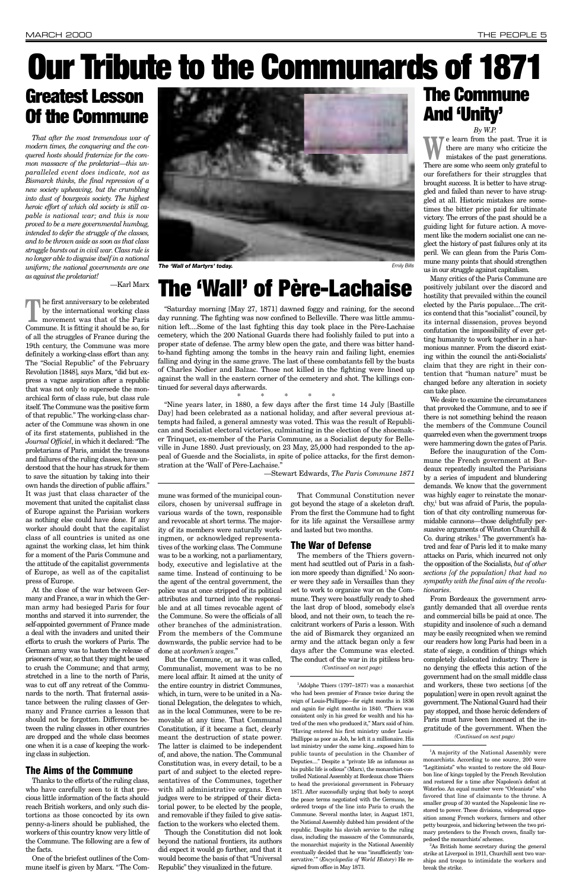# Our Tribute to the Communards of 1871

## Greatest Lesson Of the Commune

*That after the most tremendous war of modern times, the conquering and the conquered hosts should fraternize for the common massacre of the proletariat—this unparalleled event does indicate, not as Bismarck thinks, the final repression of a new society upheaving, but the crumbling into dust of bourgeois society. The highest heroic effort of which old society is still capable is national war; and this is now proved to be a mere governmental humbug, intended to defer the struggle of the classes, and to be thrown aside as soon as that class struggle bursts out in civil war. Class rule is no longer able to disguise itself in a national uniform; the national governments are one as against the proletariat!*

—Karl Marx

The first anniversary to be celebrated by the international working class movement was that of the Paris Commune. It is fitting it should be so, for of all the struggles of France during the 19th century, the Commune was more definitely a working-class effort than any. The "Social Republic" of the February Revolution [1848], says Marx, "did but express a vague aspiration after a republic that was not only to supersede the monarchical form of class rule, but class rule itself. The Commune was the positive form of that republic." The working-class character of the Commune was shown in one of its first statements, published in the *Journal Officiel*, in which it declared: "The proletarians of Paris, amidst the treasons and failures of the ruling classes, have understood that the hour has struck for them to save the situation by taking into their own hands the direction of public affairs." It was just that class character of the movement that united the capitalist class of Europe against the Parisian workers as nothing else could have done. If any worker should doubt that the capitalist class of all countries is united as one against the working class, let him think for a moment of the Paris Commune and the attitude of the capitalist governments of Europe, as well as of the capitalist press of Europe.

At the close of the war between Germany and France, a war in which the German army had besieged Paris for four months and starved it into surrender, the self-appointed government of France made a deal with the invaders and united their efforts to crush the workers of Paris. The German army was to hasten the release of prisoners of war, so that they might be used to crush the Commune; and that army, stretched in a line to the north of Paris, was to cut off any retreat of the Communards to the north. That fraternal assistance between the ruling classes of Germany and France carries a lesson that should not be forgotten. Differences between the ruling classes in other countries are dropped and the whole class becomes one when it is a case of keeping the working class in subjection.

### The Aims of the Commune

Thanks to the efforts of the ruling class, who have carefully seen to it that precious little information of the facts should reach British workers, and only such distortions as those concocted by its own penny-a-liners should be published, the workers of this country know very little of the Commune. The following are a few of the facts.

One of the briefest outlines of the Commune itself is given by Marx. "The Commune was formed of the municipal councilors, chosen by universal suffrage in various wards of the town, responsible and revocable at short terms. The majority of its members were naturally workingmen, or acknowledged representatives of the working class. The Commune was to be a working, not a parliamentary, body, executive and legislative at the same time. Instead of continuing to be the agent of the central government, the police was at once stripped of its political attributes and turned into the responsible and at all times revocable agent of the Commune. So were the officials of all other branches of the administration. From the members of the Commune downwards, the public service had to be done at *workmen's wages*."

But the Commune, or, as it was called, Communalist, movement was to be no mere local affair. It aimed at the unity of the entire country in district Communes, which, in turn, were to be united in a National Delegation, the delegates to which, as in the local Communes, were to be removable at any time. That Communal Constitution, if it became a fact, clearly meant the destruction of state power. The latter is claimed to be independent of, and above, the nation. The Communal Constitution was, in every detail, to be a part of and subject to the elected representatives of the Communes, together with all administrative organs. Even judges were to be stripped of their dictatorial power, to be elected by the people, and removable if they failed to give satisfaction to the workers who elected them.

Though the Constitution did not look beyond the national frontiers, its authors did expect it would go further, and that it would become the basis of that "Universal Republic" they visualized in the future.

That Communal Constitution never got beyond the stage of a skeleton draft. From the first the Commune had to fight for its life against the Versaillese army and lasted but two months.

### The War of Defense

The members of the Thiers government had scuttled out of Paris in a fashion more speedy than dignified.[1] No sooner were they safe in Versailles than they set to work to organize war on the Commune. They were boastfully ready to shed the last drop of blood, somebody else's blood, and not their own, to teach the recalcitrant workers of Paris a lesson. With the aid of Bismarck they organized an army and the attack began only a few days after the Commune was elected. The conduct of the war in its pitiless bru-

*(Continued on next page)*

[1] Adolphe Thiers (1797–1877) was a monarchist who had been premier of France twice during the reign of Louis-Phillippe—for eight months in 1836 and again for eight months in 1840. "Thiers was consistent only in his greed for wealth and his hatred of the men who produced it," Marx said of him. "Having entered his first ministry under Louis-Phillippe as poor as Job, he left it a millionaire. His last ministry under the same king...exposed him to public taunts of peculation in the Chamber of Deputies...." Despite a "private life as infamous as his public life is odious" (Marx), the monarchist-controlled National Assembly at Bordeaux chose Thiers to head the provisional government in February 1871. After successfully urging that body to accept the peace terms negotiated with the Germans, he ordered troops of the line into Paris to crush the Commune. Several months later, in August 1871, the National Assembly dubbed him president of the republic. Despite his slavish service to the ruling class, including the massacre of the Communards, the monarchist majority in the National Assembly eventually decided that he was "insufficiently 'conservative.'" (*Encyclopedia of World History*) He resigned from office in May 1873.

*The 'Wall of Martyrs' today.* Emily Bills

## The 'Wall' of Père-Lachaise

"Saturday morning [May 27, 1871] dawned foggy and raining, for the second day running. The fighting was now confined to Belleville. There was little ammunition left....Some of the last fighting this day took place in the Père-Lachaise cemetery, which the 200 National Guards there had foolishly failed to put into a proper state of defense. The army blew open the gate, and there was bitter hand-to-hand fighting among the tombs in the heavy rain and failing light, enemies falling and dying in the same grave. The last of these combatants fell by the busts of Charles Nodier and Balzac. Those not killed in the fighting were lined up against the wall in the eastern corner of the cemetery and shot. The killings continued for several days afterwards.

\* \* \* \* \*

"Nine years later, in 1880, a few days after the first time 14 July [Bastille Day] had been celebrated as a national holiday, and after several previous attempts had failed, a general amnesty was voted. This was the result of Republican and Socialist electoral victories, culminating in the election of the shoemaker Trinquet, ex-member of the Paris Commune, as a Socialist deputy for Belleville in June 1880. Just previously, on 23 May, 25,000 had responded to the appeal of Guesde and the Socialists, in spite of police attacks, for the first demonstration at the 'Wall' of Père-Lachaise."

—Stewart Edwards, *The Paris Commune 1871*

## The Commune And 'Unity'

*By W.P.*

We learn from the past. True it is there are many who criticize the mistakes of the past generations. There are some who seem only grateful to our forefathers for their struggles that brought success. It is better to have struggled and failed than never to have struggled at all. Historic mistakes are sometimes the bitter price paid for ultimate victory. The errors of the past should be a guiding light for future action. A movement like the modern socialist one can neglect the history of past failures only at its peril. We can glean from the Paris Commune many points that should strengthen us in our struggle against capitalism.

Many critics of the Paris Commune are positively jubilant over the discord and hostility that prevailed within the council elected by the Paris populace....The critics contend that this "socialist" council, by its internal dissension, proves beyond confutation the impossibility of ever getting humanity to work together in a harmonious manner. From the discord existing within the council the anti-Socialists' claim that they are right in their contention that "human nature" must be changed before any alteration in society can take place.

We desire to examine the circumstances that provoked the Commune, and to see if there is not something behind the reason the members of the Commune Council quarreled even when the government troops were hammering down the gates of Paris.

Before the inauguration of the Commune the French government at Bordeaux repeatedly insulted the Parisians by a series of impudent and blundering demands. We know that the government was highly eager to reinstate the monarchy,[1] but was afraid of Paris, the population of that city controlling numerous formidable cannons—those delightfully persuasive arguments of Winston Churchill & Co. during strikes.[2] The government's hatred and fear of Paris led it to make many attacks on Paris, which incurred not only the opposition of the Socialists, *but of other sections [of the population] that had no sympathy with the final aim of the revolutionaries.*

From Bordeaux the government arrogantly demanded that all overdue rents and commercial bills be paid at once. The stupidity and insolence of such a demand may be easily recognized when we remind our readers how long Paris had been in a state of siege, a condition of things which completely dislocated industry. There is no denying the effects this action of the government had on the small middle class and workers, these two sections [of the population] were in open revolt against the government. The National Guard had their pay stopped, and those heroic defenders of Paris must have been incensed at the ingratitude of the government. When the

*(Continued on next page)*

[1] A majority of the National Assembly were monarchists. According to one source, 200 were "Legitimists" who wanted to restore the old Bourbon line of kings toppled by the French Revolution and restored for a time after Napoleon's defeat at Waterloo. An equal number were "Orleanists" who favored that line of claimants to the throne. A smaller group of 30 wanted the Napoleonic line restored to power. These divisions, widespread opposition among French workers, farmers and other petty bourgeois, and bickering between the two primary pretenders to the French crown, finally torpedoed the monarchists' schemes.

[2] As British home secretary during the general strike at Liverpool in 1911, Churchill sent two warships and troops to intimidate the workers and break the strike.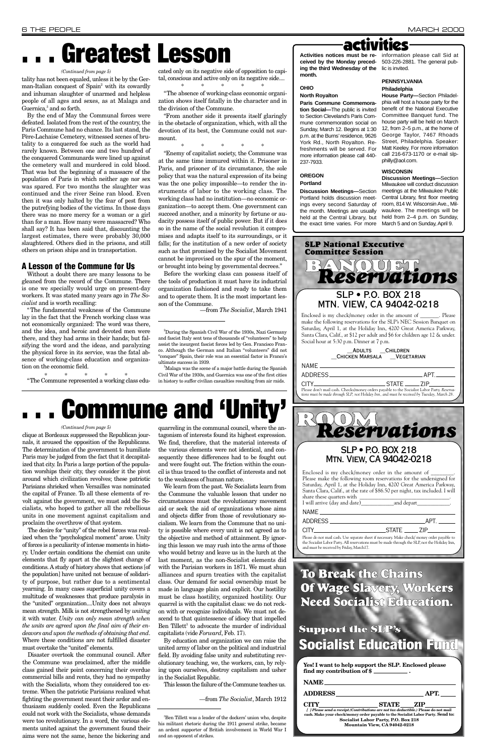# . . . Greatest Lesson

*(Continued from page 5)*

tality has not been equaled, unless it be by the German-Italian conquest of Spain[2] with its cowardly and inhuman slaughter of unarmed and helpless people of all ages and sexes, as at Malaga and Guernica,[3] and so forth.

By the end of May the Communal forces were defeated. Isolated from the rest of the country, the Paris Commune had no chance. Its last stand, the Père-Lachaise Cemetery, witnessed scenes of brutality to a conquered foe such as the world had rarely known. Between one and two hundred of the conquered Communards were lined up against the cemetery wall and murdered in cold blood. That was but the beginning of a massacre of the population of Paris in which neither age nor sex was spared. For two months the slaughter was continued and the river Seine ran blood. Even then it was only halted by the fear of pest from the putrefying bodies of the victims. In those days there was no more mercy for a woman or a girl than for a man. How many were massacred? Who shall say? It has been said that, discounting the largest estimates, there were probably 30,000 slaughtered. Others died in the prisons, and still others on prison ships and in transportation.

## A Lesson of the Commune for Us

Without a doubt there are many lessons to be gleaned from the record of the Commune. There is one we specially would urge on present-day workers. It was stated many years ago in *The Socialist* and is worth recalling:

"The fundamental weakness of the Commune lay in the fact that the French working class was not economically organized: The word was there, and the idea, and heroic and devoted men were there, and they had arms in their hands; but falsifying the word and the ideas, and paralyzing the physical force in its service, was the fatal absence of working-class education and organization on the economic field.

\*   \*   \*   \*   \*

"The Commune represented a working class educated only on its negative side of opposition to capital, conscious and active only on its negative side....

\*   \*   \*   \*   \*

"The absence of working-class economic organization shows itself fatally in the character and in the division of the Commune.

"From another side it presents itself glaringly in the obstacle of organization, which, with all the devotion of its best, the Commune could not surmount.

\*   \*   \*   \*   \*

"Enemy of capitalist society, the Commune was at the same time immured within it. Prisoner in Paris, and prisoner of its circumstance, the sole policy that was the natural expression of its being was the one policy impossible—to render the instruments of labor to the working class. The working class had no institution—no economic organization—to accept them. One government can succeed another, and a minority by fortune or audacity possess itself of public power. But if it does so in the name of the social revolution it compromises and adapts itself to its surroundings, or it falls; for the institution of a new order of society such as that promised by the Socialist Movement cannot be improvised on the spur of the moment, or brought into being by governmental decrees."

Before the working class can possess itself of the tools of production it must have its industrial organization fashioned and ready to take them and to operate them. It is the most important lesson of the Commune.

—from *The Socialist*, March 1941

---

[2]During the Spanish Civil War of the 1930s, Nazi Germany and fascist Italy sent tens of thousands of "volunteers" to help assist the insurgent fascist forces led by Gen. Francisco Franco. Although the German and Italian "volunteers" did not "conquer" Spain, their role was an essential factor in Franco's ultimate success in 1939.

[3]Malaga was the scene of a major battle during the Spanish Civil War of the 1930s, and Guernica was one of the first cities in history to suffer civilian casualties resulting from air raids.

# . . . Commune and 'Unity'

*(Continued from page 5)*

clique at Bordeaux suppressed the Republican journals, it aroused the opposition of the Republicans. The determination of the government to humiliate Paris may be judged from the fact that it decapitalized that city. In Paris a large portion of the population worships their city, they consider it the pivot around which civilization revolves; these patriotic Parisians shrieked when Versailles was nominated the capital of France. To all these elements of revolt against the government, we must add the Socialists, who hoped to gather all the rebellious units in one movement against capitalism and proclaim the overthrow of that system.

The desire for "unity" of the rebel forces was realized when the "psychological moment" arose. Unity of forces is a peculiarity of intense moments in history. Under certain conditions the chemist can unite elements that fly apart at the slightest change of conditions. A study of history shows that sections [of the population] have united not because of solidarity of purpose, but rather due to a sentimental yearning. In many cases superficial unity covers a multitude of weaknesses that produce paralysis in the "united" organization....Unity does not always mean strength. Milk is not strengthened by *uniting* it with water. *Unity can only mean strength when the units are agreed upon the final aim of their endeavors and upon the methods of obtaining that end*. Where these conditions are not fulfilled disaster must overtake the "united" elements.

Disaster overtook the communal council. After the Commune was proclaimed, after the middle class gained their point concerning their overdue commercial bills and rents, they had no sympathy with the Socialists, whom they considered too extreme. When the patriotic Parisians realized what fighting the government meant their ardor and enthusiasm suddenly cooled. Even the Republicans could not work with the Socialists, whose demands were too revolutionary. In a word, the various elements united against the government found their aims were not the same, hence the bickering and quarreling in the communal council, where the antagonism of interests found its highest expression. We find, therefore, that the material interests of the various elements were not identical, and consequently these differences had to be fought out and were fought out. The friction within the council is thus traced to the conflict of interests and not to the weakness of human nature.

We learn from the past. We Socialists learn from the Commune the valuable lesson that under no circumstances must the revolutionary movement aid or seek the aid of organizations whose aims and objects differ from those of revolutionary socialism. We learn from the Commune that no unity is possible where every unit is not agreed as to the objective and method of attainment. By ignoring this lesson we may rush into the arms of those who would betray and leave us in the lurch at the last moment, as the non-Socialist elements did with the Parisian workers in 1871. We must shun alliances and spurn treaties with the capitalist class. Our demand for social ownership must be made in language plain and explicit. Our hostility must be class hostility, organized hostility. Our quarrel is with the capitalist class: we do not reckon with or recognize individuals. We must not descend to that quintessence of idiocy that impelled Ben Tillett[3] to advocate the murder of individual capitalists (vide *Forward*, Feb. 17).

By education and organization we can raise the united army of labor on the political and industrial field. By avoiding false unity and substituting revolutionary teaching, we, the workers, can, by relying upon ourselves, destroy capitalism and usher in the Socialist Republic.

This lesson the failure of the Commune teaches us.

—from *The Socialist*, March 1912

---

[3]Ben Tillett was a leader of the dockers' union who, despite his militant rhetoric during the 1911 general strike, became an ardent supporter of British involvement in World War I and an opponent of strikes.

# activities

**Activities notices must be received by the Monday preceding the third Wednesday of the month.**

### OHIO

**North Royalton**

**Paris Commune Commemoration Social—**The public is invited to Section Cleveland's Paris Commune commemoration social on Sunday, March 12. Begins at 1:30 p.m. at the Burns' residence, 9626 York Rd., North Royalton. Refreshments will be served. For more information please call 440-237-7933.

### OREGON

**Portland**

**Discussion Meetings—**Section Portland holds discussion meetings every second Saturday of the month. Meetings are usually held at the Central Library, but the exact time varies. For more information please call Sid at 503-226-2881. The general public is invited.

### PENNSYLVANIA

**Philadelphia**

**House Party—**Section Philadelphia will host a house party for the benefit of the National Executive Committee Banquet fund. The house party will be held on March 12, from 2–5 p.m., at the home of George Taylor, 7467 Rhoads Street, Philadelphia. Speaker: Matt Keeley. For more information call 216-673-1170 or e-mail slpphilly@aol.com.

### WISCONSIN

**Discussion Meetings—**Section Milwaukee will conduct discussion meetings at the Milwaukee Public Central Library, first floor meeting room, 814 W. Wisconsin Ave., Milwaukee. The meetings will be held from 2–4 p.m. on Sunday, March 5 and on Sunday, April 9.

---

**SLP National Executive Committee Session**

# BANQUET Reservations

## SLP • P.O. BOX 218 MTN. VIEW, CA 94042-0218

Enclosed is my check/money order in the amount of _______. Please make the following reservations for the SLP's NEC Session Banquet on Saturday, April 1, at the Holiday Inn, 4200 Great America Parkway, Santa Clara, Calif., at $12 per adult and $6 for children age 12 & under. Social hour at 5:30 p.m. Dinner at 7 p.m.

__ADULTS __CHILDREN
__CHICKEN MARSALA __VEGETARIAN

NAME ____________________

ADDRESS ____________________ APT. ______

CITY ____________________ STATE _____ ZIP ______

*Please don't mail cash. Checks/money orders payable to the Socialist Labor Party. Reservations must be made through SLP, not Holiday Inn, and must be received by Tuesday, March 28.*

---

# ROOM Reservations

## SLP • P.O. BOX 218 MTN. VIEW, CA 94042-0218

Enclosed is my check/money order in the amount of ________. Please make the following room reservations for the undersigned for Saturday, April 1, at the Holiday Inn, 4200 Great America Parkway, Santa Clara, Calif., at the rate of $86.50 per night, tax included. I will share these quarters with ____________________.

I will arrive (day and date)____________and depart____________.

NAME ____________________

ADDRESS ____________________ APT. ______

CITY ____________________ STATE _____ ZIP ______

Please do not mail cash. Use separate sheet if necessary. Make check/ money order payable to the Socialist Labor Party. All reservations must be made through the SLP, not the Holiday Inn, and must be received by Friday, March17.

---

# To Break the Chains Of Wage Slavery, Workers Need Socialist Education.

## Support the SLP's Socialist Education Fund

**Yes! I want to help support the SLP. Enclosed please find my contribution of $ __________ .**

**NAME** ____________________

**ADDRESS** ____________________ **APT.** ______

**CITY** ____________________ **STATE** _____ **ZIP** ______

**( ) Please send a receipt.(Contributions are not tax deductible.) Please do not mail cash. Make your check/money order payable to the Socialist Labor Party. Send to: Socialist Labor Party, P.O. Box 218 Mountain View, CA 94042-0218**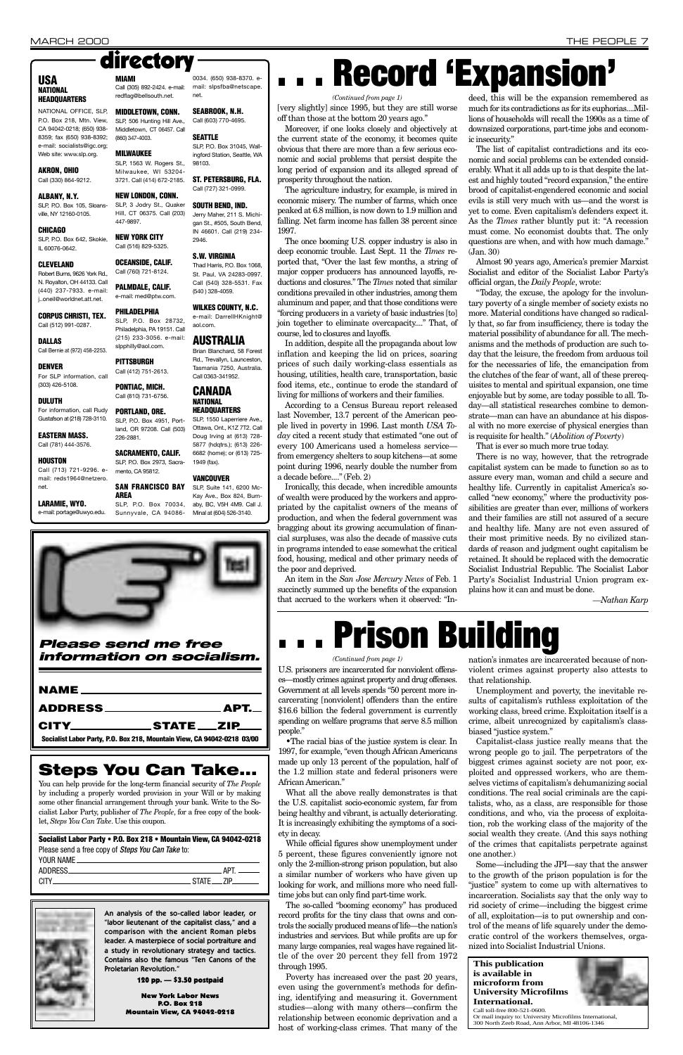# directory

## USA

### NATIONAL HEADQUARTERS

NATIONAL OFFICE, SLP, P.O. Box 218, Mtn. View, CA 94042-0218; (650) 938-8359; fax (650) 938-8392; e-mail: socialists@igc.org; Web site: www.slp.org.

**AKRON, OHIO**
Call (330) 864-9212.

**ALBANY, N.Y.**
SLP, P.O. Box 105, Sloansville, NY 12160-0105.

**CHICAGO**
SLP, P.O. Box 642, Skokie, IL 60076-0642.

**CLEVELAND**
Robert Burns, 9626 York Rd., N. Royalton, OH 44133. Call (440) 237-7933. e-mail: j..oneil@worldnet.att.net.

**CORPUS CHRISTI, TEX.**
Call (512) 991-0287.

**DALLAS**
Call Bernie at (972) 458-2253.

**DENVER**
For SLP information, call (303) 426-5108.

**DULUTH**
For information, call Rudy Gustafson at (218) 728-3110.

**EASTERN MASS.**
Call (781) 444-3576.

**HOUSTON**
Call (713) 721-9296. e-mail: reds1964@netzero.net.

**LARAMIE, WYO.**
e-mail: portage@uwyo.edu.

**MIAMI**
Call (305) 892-2424. e-mail: redflag@bellsouth.net.

**MIDDLETOWN, CONN.**
SLP, 506 Hunting Hill Ave., Middletown, CT 06457. Call (860) 347-4003.

**MILWAUKEE**
SLP, 1563 W. Rogers St., Milwaukee, WI 53204-3721. Call (414) 672-2185.

**NEW LONDON, CONN.**
SLP, 3 Jodry St., Quaker Hill, CT 06375. Call (203) 447-9897.

**NEW YORK CITY**
Call (516) 829-5325.

**OCEANSIDE, CALIF.**
Call (760) 721-8124.

**PALMDALE, CALIF.**
e-mail: med@ptw.com.

**PHILADELPHIA**
SLP, P.O. Box 28732, Philadelphia, PA 19151. Call (215) 233-3056. e-mail: slpphilly@aol.com.

**PITTSBURGH**
Call (412) 751-2613.

**PONTIAC, MICH.**
Call (810) 731-6756.

**PORTLAND, ORE.**
SLP, P.O. Box 4951, Portland, OR 97208. Call (503) 226-2881.

**SACRAMENTO, CALIF.**
SLP, P.O. Box 2973, Sacramento, CA 95812.

**SAN FRANCISCO BAY AREA**
SLP, P.O. Box 70034, Sunnyvale, CA 94086-0034. (650) 938-8370. e-mail: slpsfba@netscape.net.

**SEABROOK, N.H.**
Call (603) 770-4695.

**SEATTLE**
SLP, P.O. Box 31045, Wallingford Station, Seattle, WA 98103.

**ST. PETERSBURG, FLA.**
Call (727) 321-0999.

**SOUTH BEND, IND.**
Jerry Maher, 211 S. Michigan St., #505, South Bend, IN 46601. Call (219) 234-2946.

**S.W. VIRGINIA**
Thad Harris, P.O. Box 1068, St. Paul, VA 24283-0997. Call (540) 328-5531. Fax (540 ) 328-4059.

**WILKES COUNTY, N.C.**
e-mail: DarrellHKnight@aol.com.

## AUSTRALIA

Brian Blanchard, 58 Forest Rd., Trevallyn, Launceston, Tasmania 7250, Australia. Call 0363-341952.

## CANADA

### NATIONAL HEADQUARTERS

SLP, 1550 Laperriere Ave., Ottawa, Ont., K1Z 7T2. Call Doug Irving at (613) 728-5877 (hdqtrs.); (613) 226-6682 (home); or (613) 725-1949 (fax).

**VANCOUVER**
SLP, Suite 141, 6200 McKay Ave., Box 824, Burnaby, BC, V5H 4M9. Call J. Minal at (604) 526-3140.

---

# . . . Record 'Expansion'

*(Continued from page 1)*

[very slightly] since 1995, but they are still worse off than those at the bottom 20 years ago."

Moreover, if one looks closely and objectively at the current state of the economy, it becomes quite obvious that there are more than a few serious economic and social problems that persist despite the long period of expansion and its alleged spread of prosperity throughout the nation.

The agriculture industry, for example, is mired in economic misery. The number of farms, which once peaked at 6.8 million, is now down to 1.9 million and falling. Net farm income has fallen 38 percent since 1997.

The once booming U.S. copper industry is also in deep economic trouble. Last Sept. 11 the *Times* reported that, "Over the last few months, a string of major copper producers has announced layoffs, reductions and closures." The *Times* noted that similar conditions prevailed in other industries, among them aluminum and paper, and that those conditions were "forcing producers in a variety of basic industries [to] join together to eliminate overcapacity...." That, of course, led to closures and layoffs.

In addition, despite all the propaganda about low inflation and keeping the lid on prices, soaring prices of such daily working-class essentials as housing, utilities, health care, transportation, basic food items, etc., continue to erode the standard of living for millions of workers and their families.

According to a Census Bureau report released last November, 13.7 percent of the American people lived in poverty in 1996. Last month *USA Today* cited a recent study that estimated "one out of every 100 Americans used a homeless service—from emergency shelters to soup kitchens—at some point during 1996, nearly double the number from a decade before...." (Feb. 2)

Ironically, this decade, when incredible amounts of wealth were produced by the workers and appropriated by the capitalist owners of the means of production, and when the federal government was bragging about its growing accumulation of financial surpluses, was also the decade of massive cuts in programs intended to ease somewhat the critical food, housing, medical and other primary needs of the poor and deprived.

An item in the *San Jose Mercury News* of Feb. 1 succinctly summed up the benefits of the expansion that accrued to the workers when it observed: "Indeed, this will be the expansion remembered as much for its contradictions as for its euphorias....Millions of households will recall the 1990s as a time of downsized corporations, part-time jobs and economic insecurity."

The list of capitalist contradictions and its economic and social problems can be extended considerably. What it all adds up to is that despite the latest and highly touted "record expansion," the entire brood of capitalist-engendered economic and social evils is still very much with us—and the worst is yet to come. Even capitalism's defenders expect it. As the *Times* rather bluntly put it: "A recession must come. No economist doubts that. The only questions are when, and with how much damage." (Jan. 30)

Almost 90 years ago, America's premier Marxist Socialist and editor of the Socialist Labor Party's official organ, the *Daily People*, wrote:

"Today, the excuse, the apology for the involuntary poverty of a single member of society exists no more. Material conditions have changed so radically that, so far from insufficiency, there is today the material possibility of abundance for all. The mechanisms and the methods of production are such today that the leisure, the freedom from arduous toil for the necessaries of life, the emancipation from the clutches of the fear of want, all of these prerequisites to mental and spiritual expansion, one time enjoyable but by some, are today possible to all. Today—all statistical researches combine to demonstrate—man can have an abundance at his disposal with no more exercise of physical energies than is requisite for health." (*Abolition of Poverty*)

That is ever so much more true today.

There is no way, however, that the retrograde capitalist system can be made to function so as to assure every man, woman and child a secure and healthy life. Currently in capitalist America's so-called "new economy," where the productivity possibilities are greater than ever, millions of workers and their families are still not assured of a secure and healthy life. Many are not even assured of their most primitive needs. By no civilized standards of reason and judgment ought capitalism be retained. It should be replaced with the democratic Socialist Industrial Republic. The Socialist Labor Party's Socialist Industrial Union program explains how it can and must be done.

*—Nathan Karp*

---

Yes!

***Please send me free information on socialism.***

**NAME** ______________________

**ADDRESS** ______________________ **APT.** ____

**CITY** ____________ **STATE** ____ **ZIP** ____

**Socialist Labor Party, P.O. Box 218, Mountain View, CA 94042-0218 03/00**

---

## Steps You Can Take...

You can help provide for the long-term financial security of *The People* by including a properly worded provision in your Will or by making some other financial arrangement through your bank. Write to the Socialist Labor Party, publisher of *The People*, for a free copy of the booklet, *Steps You Can Take*. Use this coupon.

**Socialist Labor Party • P.O. Box 218 • Mountain View, CA 94042-0218**

Please send a free copy of *Steps You Can Take* to:

YOUR NAME ______________________

ADDRESS ______________________ APT. ____

CITY ______________________ STATE ____ ZIP ____

---

**An analysis of the so-called labor leader, or "labor lieutenant of the capitalist class," and a comparison with the ancient Roman plebs leader. A masterpiece of social portraiture and a study in revolutionary strategy and tactics. Contains also the famous "Ten Canons of the Proletarian Revolution."**

**120 pp. — $3.50 postpaid**

**New York Labor News**
**P.O. Box 218**
**Mountain View, CA 94042-0218**

---

# . . . Prison Building

*(Continued from page 1)*

U.S. prisoners are incarcerated for nonviolent offenses—mostly crimes against property and drug offenses. Government at all levels spends "50 percent more incarcerating [nonviolent] offenders than the entire $16.6 billion the federal government is currently spending on welfare programs that serve 8.5 million people."

•The racial bias of the justice system is clear. In 1997, for example, "even though African Americans made up only 13 percent of the population, half of the 1.2 million state and federal prisoners were African American."

What all the above really demonstrates is that the U.S. capitalist socio-economic system, far from being healthy and vibrant, is actually deteriorating. It is increasingly exhibiting the symptoms of a society in decay.

While official figures show unemployment under 5 percent, these figures conveniently ignore not only the 2-million-strong prison population, but also a similar number of workers who have given up looking for work, and millions more who need full-time jobs but can only find part-time work.

The so-called "booming economy" has produced record profits for the tiny class that owns and controls the socially produced means of life—the nation's industries and services. But while profits are up for many large companies, real wages have regained little of the over 20 percent they fell from 1972 through 1995.

Poverty has increased over the past 20 years, even using the government's methods for defining, identifying and measuring it. Government studies—along with many others—confirm the relationship between economic deprivation and a host of working-class crimes. That many of the nation's inmates are incarcerated because of nonviolent crimes against property also attests to that relationship.

Unemployment and poverty, the inevitable results of capitalism's ruthless exploitation of the working class, breed crime. Exploitation itself is a crime, albeit unrecognized by capitalism's class-biased "justice system."

Capitalist-class justice really means that the wrong people go to jail. The perpetrators of the biggest crimes against society are not poor, exploited and oppressed workers, who are themselves victims of capitalism's dehumanizing social conditions. The real social criminals are the capitalists, who, as a class, are responsible for those conditions, and who, via the process of exploitation, rob the working class of the majority of the social wealth they create. (And this says nothing of the crimes that capitalists perpetrate against one another.)

Some—including the JPI—say that the answer to the growth of the prison population is for the "justice" system to come up with alternatives to incarceration. Socialists say that the only way to rid society of crime—including the biggest crime of all, exploitation—is to put ownership and control of the means of life squarely under the democratic control of the workers themselves, organized into Socialist Industrial Unions.

---

**This publication is available in microform from University Microfilms International.**
Call toll-free 800-521-0600.
Or mail inquiry to: University Microfilms International, 300 North Zeeb Road, Ann Arbor, MI 48106-1346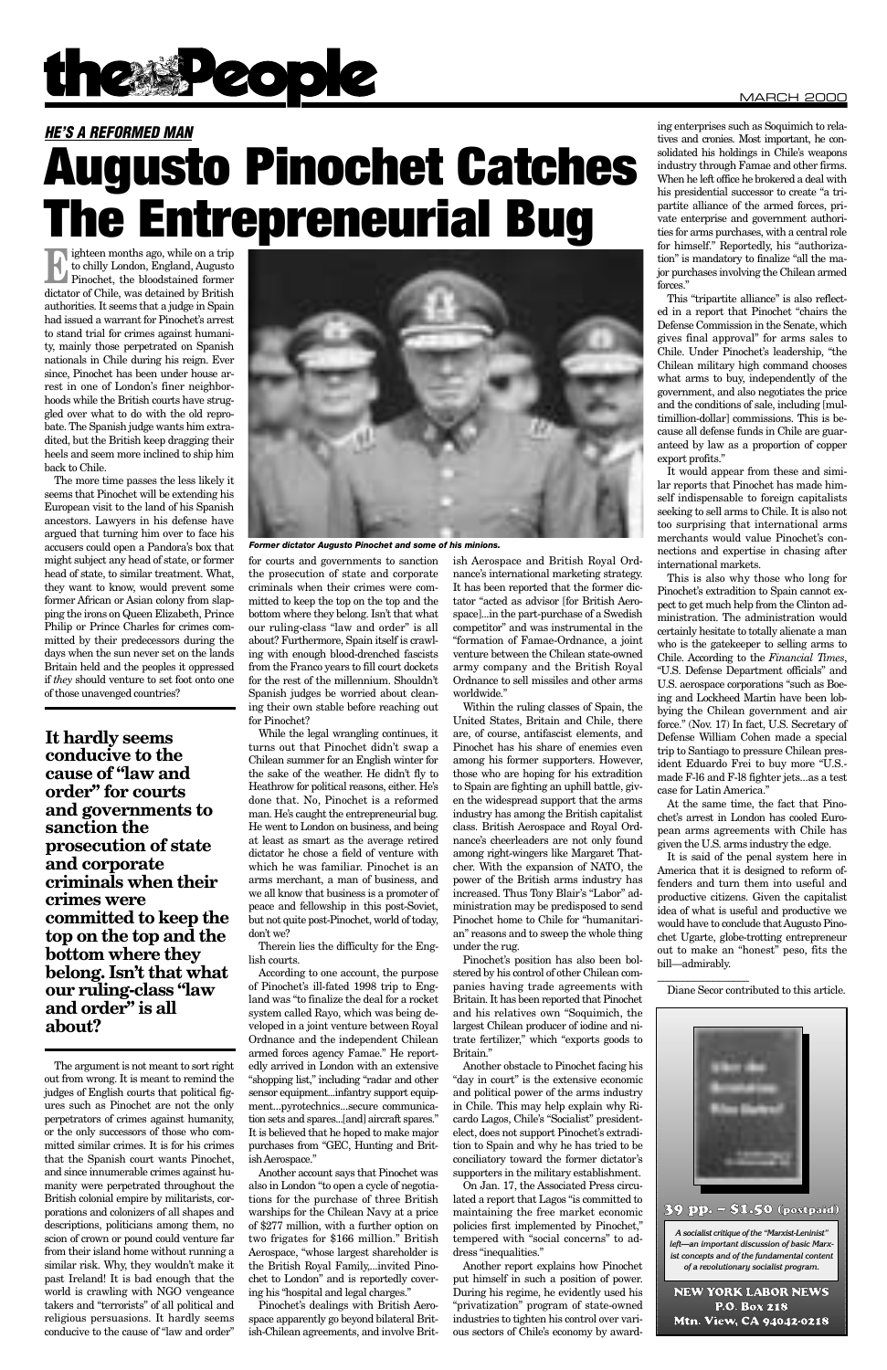## *HE'S A REFORMED MAN*

# Augusto Pinochet Catches The Entrepreneurial Bug

Eighteen months ago, while on a trip to chilly London, England, Augusto Pinochet, the bloodstained former dictator of Chile, was detained by British authorities. It seems that a judge in Spain had issued a warrant for Pinochet's arrest to stand trial for crimes against humanity, mainly those perpetrated on Spanish nationals in Chile during his reign. Ever since, Pinochet has been under house arrest in one of London's finer neighborhoods while the British courts have struggled over what to do with the old reprobate. The Spanish judge wants him extradited, but the British keep dragging their heels and seem more inclined to ship him back to Chile.

The more time passes the less likely it seems that Pinochet will be extending his European visit to the land of his Spanish ancestors. Lawyers in his defense have argued that turning him over to face his accusers could open a Pandora's box that might subject any head of state, or former head of state, to similar treatment. What, they want to know, would prevent some former African or Asian colony from slapping the irons on Queen Elizabeth, Prince Philip or Prince Charles for crimes committed by their predecessors during the days when the sun never set on the lands Britain held and the peoples it oppressed if *they* should venture to set foot onto one of those unavenged countries?

**It hardly seems conducive to the cause of "law and order" for courts and governments to sanction the prosecution of state and corporate criminals when their crimes were committed to keep the top on the top and the bottom where they belong. Isn't that what our ruling-class "law and order" is all about?**

The argument is not meant to sort right out from wrong. It is meant to remind the judges of English courts that political figures such as Pinochet are not the only perpetrators of crimes against humanity, or the only successors of those who committed similar crimes. It is for his crimes that the Spanish court wants Pinochet, and since innumerable crimes against humanity were perpetrated throughout the British colonial empire by militarists, corporations and colonizers of all shapes and descriptions, politicians among them, no scion of crown or pound could venture far from their island home without running a similar risk. Why, they wouldn't make it past Ireland! It is bad enough that the world is crawling with NGO vengeance takers and "terrorists" of all political and religious persuasions. It hardly seems conducive to the cause of "law and order" for courts and governments to sanction the prosecution of state and corporate criminals when their crimes were committed to keep the top on the top and the bottom where they belong. Isn't that what our ruling-class "law and order" is all about? Furthermore, Spain itself is crawling with enough blood-drenched fascists from the Franco years to fill court dockets for the rest of the millennium. Shouldn't Spanish judges be worried about cleaning their own stable before reaching out for Pinochet?

*Former dictator Augusto Pinochet and some of his minions.*

While the legal wrangling continues, it turns out that Pinochet didn't swap a Chilean summer for an English winter for the sake of the weather. He didn't fly to Heathrow for political reasons, either. He's done that. No, Pinochet is a reformed man. He's caught the entrepreneurial bug. He went to London on business, and being at least as smart as the average retired dictator he chose a field of venture with which he was familiar. Pinochet is an arms merchant, a man of business, and we all know that business is a promoter of peace and fellowship in this post-Soviet, but not quite post-Pinochet, world of today, don't we?

Therein lies the difficulty for the English courts.

According to one account, the purpose of Pinochet's ill-fated 1998 trip to England was "to finalize the deal for a rocket system called Rayo, which was being developed in a joint venture between Royal Ordnance and the independent Chilean armed forces agency Famae." He reportedly arrived in London with an extensive "shopping list," including "radar and other sensor equipment...infantry support equipment...pyrotechnics...secure communication sets and spares...[and] aircraft spares." It is believed that he hoped to make major purchases from "GEC, Hunting and British Aerospace."

Another account says that Pinochet was also in London "to open a cycle of negotiations for the purchase of three British warships for the Chilean Navy at a price of $277 million, with a further option on two frigates for $166 million." British Aerospace, "whose largest shareholder is the British Royal Family,...invited Pinochet to London" and is reportedly covering his "hospital and legal charges."

Pinochet's dealings with British Aerospace apparently go beyond bilateral British-Chilean agreements, and involve British Aerospace and British Royal Ordnance's international marketing strategy. It has been reported that the former dictator "acted as advisor [for British Aerospace]...in the part-purchase of a Swedish competitor" and was instrumental in the "formation of Famae-Ordnance, a joint venture between the Chilean state-owned army company and the British Royal Ordnance to sell missiles and other arms worldwide."

Within the ruling classes of Spain, the United States, Britain and Chile, there are, of course, antifascist elements, and Pinochet has his share of enemies even among his former supporters. However, those who are hoping for his extradition to Spain are fighting an uphill battle, given the widespread support that the arms industry has among the British capitalist class. British Aerospace and Royal Ordnance's cheerleaders are not only found among right-wingers like Margaret Thatcher. With the expansion of NATO, the power of the British arms industry has increased. Thus Tony Blair's "Labor" administration may be predisposed to send Pinochet home to Chile for "humanitarian" reasons and to sweep the whole thing under the rug.

Pinochet's position has also been bolstered by his control of other Chilean companies having trade agreements with Britain. It has been reported that Pinochet and his relatives own "Soquimich, the largest Chilean producer of iodine and nitrate fertilizer," which "exports goods to Britain."

Another obstacle to Pinochet facing his "day in court" is the extensive economic and political power of the arms industry in Chile. This may help explain why Ricardo Lagos, Chile's "Socialist" president-elect, does not support Pinochet's extradition to Spain and why he has tried to be conciliatory toward the former dictator's supporters in the military establishment.

On Jan. 17, the Associated Press circulated a report that Lagos "is committed to maintaining the free market economic policies first implemented by Pinochet," tempered with "social concerns" to address "inequalities."

Another report explains how Pinochet put himself in such a position of power. During his regime, he evidently used his "privatization" program of state-owned industries to tighten his control over various sectors of Chile's economy by awarding enterprises such as Soquimich to relatives and cronies. Most important, he consolidated his holdings in Chile's weapons industry through Famae and other firms. When he left office he brokered a deal with his presidential successor to create "a tripartite alliance of the armed forces, private enterprise and government authorities for arms purchases, with a central role for himself." Reportedly, his "authorization" is mandatory to finalize "all the major purchases involving the Chilean armed forces."

This "tripartite alliance" is also reflected in a report that Pinochet "chairs the Defense Commission in the Senate, which gives final approval" for arms sales to Chile. Under Pinochet's leadership, "the Chilean military high command chooses what arms to buy, independently of the government, and also negotiates the price and the conditions of sale, including [multimillion-dollar] commissions. This is because all defense funds in Chile are guaranteed by law as a proportion of copper export profits."

It would appear from these and similar reports that Pinochet has made himself indispensable to foreign capitalists seeking to sell arms to Chile. It is also not too surprising that international arms merchants would value Pinochet's connections and expertise in chasing after international markets.

This is also why those who long for Pinochet's extradition to Spain cannot expect to get much help from the Clinton administration. The administration would certainly hesitate to totally alienate a man who is the gatekeeper to selling arms to Chile. According to the *Financial Times*, "U.S. Defense Department officials" and U.S. aerospace corporations "such as Boeing and Lockheed Martin have been lobbying the Chilean government and air force." (Nov. 17) In fact, U.S. Secretary of Defense William Cohen made a special trip to Santiago to pressure Chilean president Eduardo Frei to buy more "U.S.-made F-l6 and F-l8 fighter jets...as a test case for Latin America."

At the same time, the fact that Pinochet's arrest in London has cooled European arms agreements with Chile has given the U.S. arms industry the edge.

It is said of the penal system here in America that it is designed to reform offenders and turn them into useful and productive citizens. Given the capitalist idea of what is useful and productive we would have to conclude that Augusto Pinochet Ugarte, globe-trotting entrepreneur out to make an "honest" peso, fits the bill—admirably.

Diane Secor contributed to this article.

**39 pp. – $1.50 (postpaid)**

*A socialist critique of the "Marxist-Leninist" left—an important discussion of basic Marxist concepts and of the fundamental content of a revolutionary socialist program.*

**NEW YORK LABOR NEWS**
**P.O. Box 218**
**Mtn. View, CA 94042-0218**